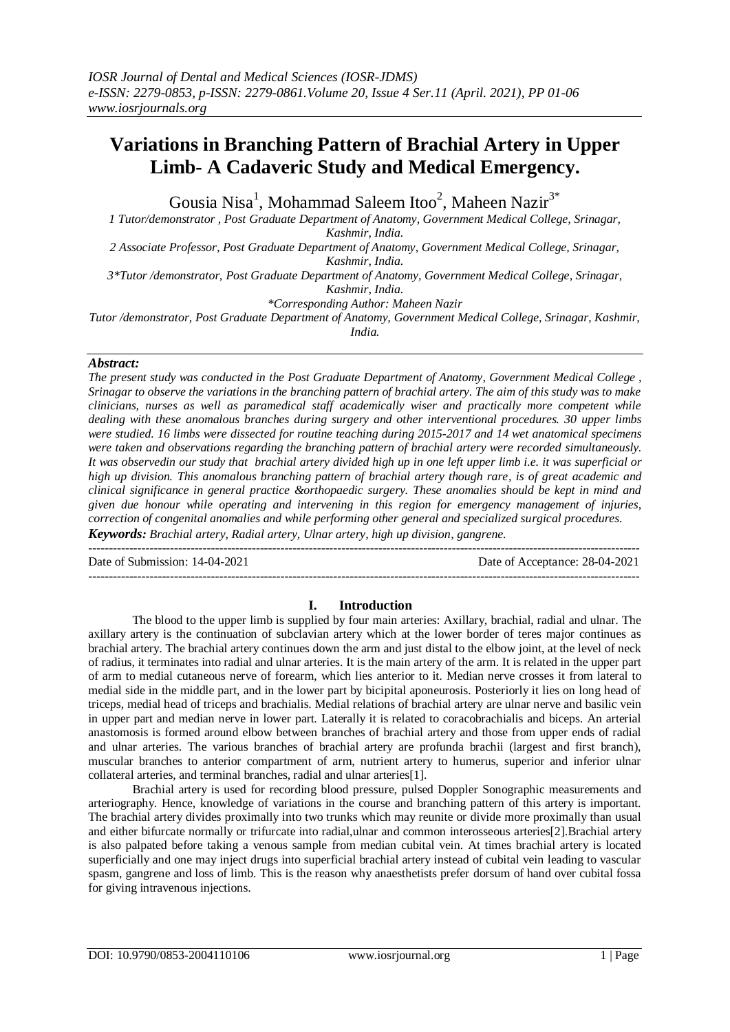# Variations in Branching Pattern of Brachial Artery in Upper Limb- A Cadaveric Study and Medical Emergency.

Gousia Nisa[1], Mohammad Saleem Itoo[2], Maheen Nazir[3*]

*1 Tutor/demonstrator , Post Graduate Department of Anatomy, Government Medical College, Srinagar, Kashmir, India.*

*2 Associate Professor, Post Graduate Department of Anatomy, Government Medical College, Srinagar, Kashmir, India.*

*3*Tutor /demonstrator, Post Graduate Department of Anatomy, Government Medical College, Srinagar, Kashmir, India.*

**Corresponding Author: Maheen Nazir*

*Tutor /demonstrator, Post Graduate Department of Anatomy, Government Medical College, Srinagar, Kashmir, India.*

***Abstract:***

*The present study was conducted in the Post Graduate Department of Anatomy, Government Medical College , Srinagar to observe the variations in the branching pattern of brachial artery. The aim of this study was to make clinicians, nurses as well as paramedical staff academically wiser and practically more competent while dealing with these anomalous branches during surgery and other interventional procedures. 30 upper limbs were studied. 16 limbs were dissected for routine teaching during 2015-2017 and 14 wet anatomical specimens were taken and observations regarding the branching pattern of brachial artery were recorded simultaneously. It was observedin our study that brachial artery divided high up in one left upper limb i.e. it was superficial or high up division. This anomalous branching pattern of brachial artery though rare, is of great academic and clinical significance in general practice &orthopaedic surgery. These anomalies should be kept in mind and given due honour while operating and intervening in this region for emergency management of injuries, correction of congenital anomalies and while performing other general and specialized surgical procedures.*

***Keywords:** Brachial artery, Radial artery, Ulnar artery, high up division, gangrene.*

---

Date of Submission: 14-04-2021 | Date of Acceptance: 28-04-2021

---

## I. Introduction

The blood to the upper limb is supplied by four main arteries: Axillary, brachial, radial and ulnar. The axillary artery is the continuation of subclavian artery which at the lower border of teres major continues as brachial artery. The brachial artery continues down the arm and just distal to the elbow joint, at the level of neck of radius, it terminates into radial and ulnar arteries. It is the main artery of the arm. It is related in the upper part of arm to medial cutaneous nerve of forearm, which lies anterior to it. Median nerve crosses it from lateral to medial side in the middle part, and in the lower part by bicipital aponeurosis. Posteriorly it lies on long head of triceps, medial head of triceps and brachialis. Medial relations of brachial artery are ulnar nerve and basilic vein in upper part and median nerve in lower part. Laterally it is related to coracobrachialis and biceps. An arterial anastomosis is formed around elbow between branches of brachial artery and those from upper ends of radial and ulnar arteries. The various branches of brachial artery are profunda brachii (largest and first branch), muscular branches to anterior compartment of arm, nutrient artery to humerus, superior and inferior ulnar collateral arteries, and terminal branches, radial and ulnar arteries[1].

Brachial artery is used for recording blood pressure, pulsed Doppler Sonographic measurements and arteriography. Hence, knowledge of variations in the course and branching pattern of this artery is important. The brachial artery divides proximally into two trunks which may reunite or divide more proximally than usual and either bifurcate normally or trifurcate into radial,ulnar and common interosseous arteries[2].Brachial artery is also palpated before taking a venous sample from median cubital vein. At times brachial artery is located superficially and one may inject drugs into superficial brachial artery instead of cubital vein leading to vascular spasm, gangrene and loss of limb. This is the reason why anaesthetists prefer dorsum of hand over cubital fossa for giving intravenous injections.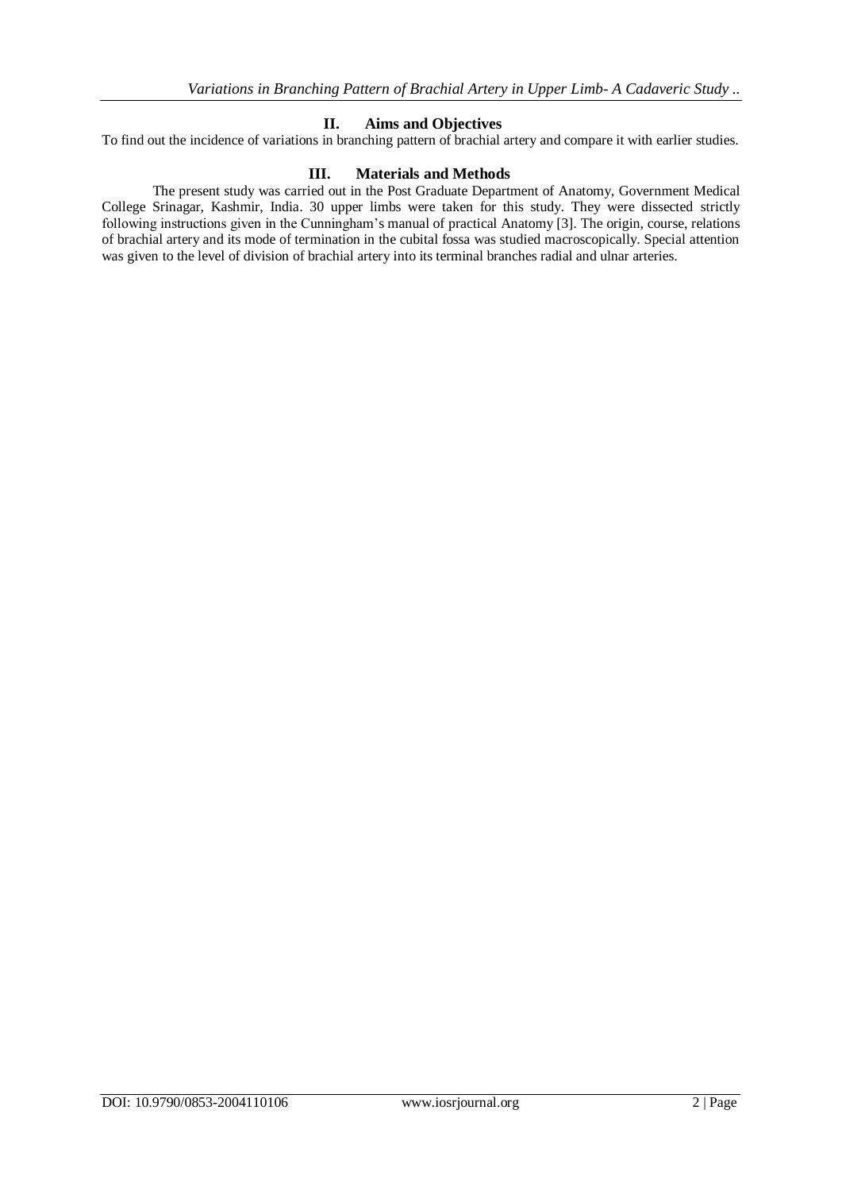## II. Aims and Objectives

To find out the incidence of variations in branching pattern of brachial artery and compare it with earlier studies.

## III. Materials and Methods

The present study was carried out in the Post Graduate Department of Anatomy, Government Medical College Srinagar, Kashmir, India. 30 upper limbs were taken for this study. They were dissected strictly following instructions given in the Cunningham's manual of practical Anatomy [3]. The origin, course, relations of brachial artery and its mode of termination in the cubital fossa was studied macroscopically. Special attention was given to the level of division of brachial artery into its terminal branches radial and ulnar arteries.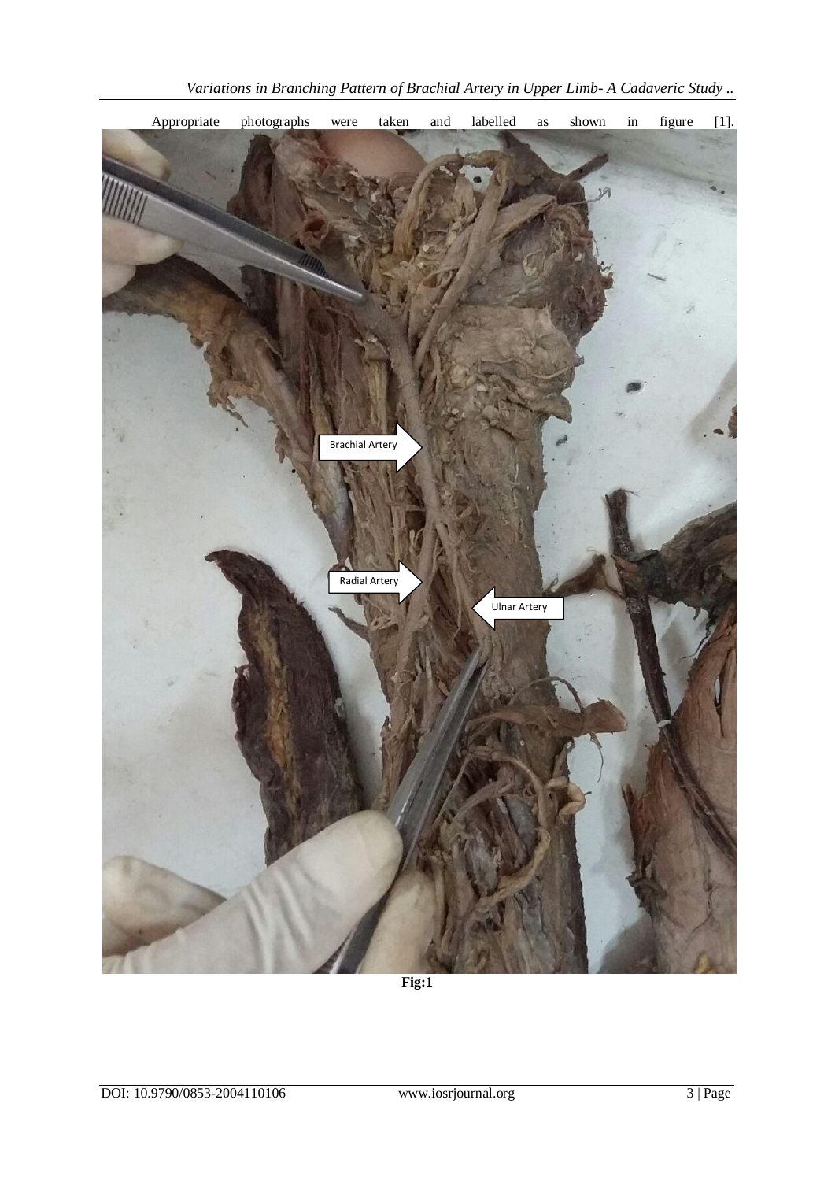Appropriate photographs were taken and labelled as shown in figure [1].

Fig:1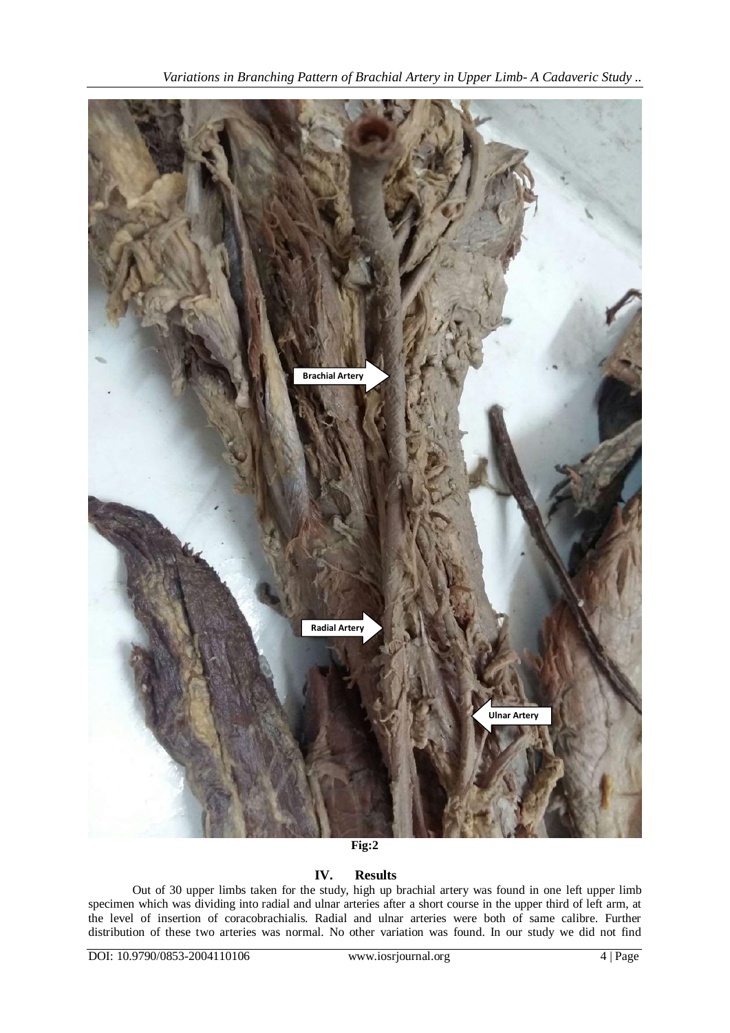Fig:2

## IV. Results

Out of 30 upper limbs taken for the study, high up brachial artery was found in one left upper limb specimen which was dividing into radial and ulnar arteries after a short course in the upper third of left arm, at the level of insertion of coracobrachialis. Radial and ulnar arteries were both of same calibre. Further distribution of these two arteries was normal. No other variation was found. In our study we did not find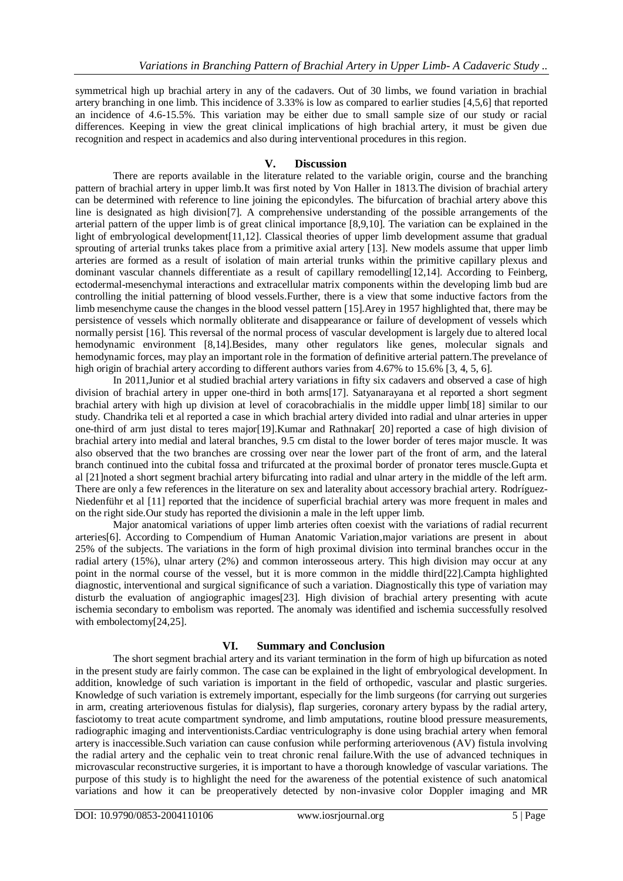symmetrical high up brachial artery in any of the cadavers. Out of 30 limbs, we found variation in brachial artery branching in one limb. This incidence of 3.33% is low as compared to earlier studies [4,5,6] that reported an incidence of 4.6-15.5%. This variation may be either due to small sample size of our study or racial differences. Keeping in view the great clinical implications of high brachial artery, it must be given due recognition and respect in academics and also during interventional procedures in this region.

## V. Discussion

There are reports available in the literature related to the variable origin, course and the branching pattern of brachial artery in upper limb.It was first noted by Von Haller in 1813.The division of brachial artery can be determined with reference to line joining the epicondyles. The bifurcation of brachial artery above this line is designated as high division[7]. A comprehensive understanding of the possible arrangements of the arterial pattern of the upper limb is of great clinical importance [8,9,10]. The variation can be explained in the light of embryological development[11,12]. Classical theories of upper limb development assume that gradual sprouting of arterial trunks takes place from a primitive axial artery [13]. New models assume that upper limb arteries are formed as a result of isolation of main arterial trunks within the primitive capillary plexus and dominant vascular channels differentiate as a result of capillary remodelling[12,14]. According to Feinberg, ectodermal-mesenchymal interactions and extracellular matrix components within the developing limb bud are controlling the initial patterning of blood vessels.Further, there is a view that some inductive factors from the limb mesenchyme cause the changes in the blood vessel pattern [15].Arey in 1957 highlighted that, there may be persistence of vessels which normally obliterate and disappearance or failure of development of vessels which normally persist [16]. This reversal of the normal process of vascular development is largely due to altered local hemodynamic environment [8,14].Besides, many other regulators like genes, molecular signals and hemodynamic forces, may play an important role in the formation of definitive arterial pattern.The prevelance of high origin of brachial artery according to different authors varies from 4.67% to 15.6% [3, 4, 5, 6].

In 2011,Junior et al studied brachial artery variations in fifty six cadavers and observed a case of high division of brachial artery in upper one-third in both arms[17]. Satyanarayana et al reported a short segment brachial artery with high up division at level of coracobrachialis in the middle upper limb[18] similar to our study. Chandrika teli et al reported a case in which brachial artery divided into radial and ulnar arteries in upper one-third of arm just distal to teres major[19].Kumar and Rathnakar[ 20] reported a case of high division of brachial artery into medial and lateral branches, 9.5 cm distal to the lower border of teres major muscle. It was also observed that the two branches are crossing over near the lower part of the front of arm, and the lateral branch continued into the cubital fossa and trifurcated at the proximal border of pronator teres muscle.Gupta et al [21]noted a short segment brachial artery bifurcating into radial and ulnar artery in the middle of the left arm. There are only a few references in the literature on sex and laterality about accessory brachial artery. Rodríguez-Niedenführ et al [11] reported that the incidence of superficial brachial artery was more frequent in males and on the right side.Our study has reported the divisionin a male in the left upper limb.

Major anatomical variations of upper limb arteries often coexist with the variations of radial recurrent arteries[6]. According to Compendium of Human Anatomic Variation,major variations are present in about 25% of the subjects. The variations in the form of high proximal division into terminal branches occur in the radial artery (15%), ulnar artery (2%) and common interosseous artery. This high division may occur at any point in the normal course of the vessel, but it is more common in the middle third[22].Campta highlighted diagnostic, interventional and surgical significance of such a variation. Diagnostically this type of variation may disturb the evaluation of angiographic images[23]. High division of brachial artery presenting with acute ischemia secondary to embolism was reported. The anomaly was identified and ischemia successfully resolved with embolectomy[24,25].

## VI. Summary and Conclusion

The short segment brachial artery and its variant termination in the form of high up bifurcation as noted in the present study are fairly common. The case can be explained in the light of embryological development. In addition, knowledge of such variation is important in the field of orthopedic, vascular and plastic surgeries. Knowledge of such variation is extremely important, especially for the limb surgeons (for carrying out surgeries in arm, creating arteriovenous fistulas for dialysis), flap surgeries, coronary artery bypass by the radial artery, fasciotomy to treat acute compartment syndrome, and limb amputations, routine blood pressure measurements, radiographic imaging and interventionists.Cardiac ventriculography is done using brachial artery when femoral artery is inaccessible.Such variation can cause confusion while performing arteriovenous (AV) fistula involving the radial artery and the cephalic vein to treat chronic renal failure.With the use of advanced techniques in microvascular reconstructive surgeries, it is important to have a thorough knowledge of vascular variations. The purpose of this study is to highlight the need for the awareness of the potential existence of such anatomical variations and how it can be preoperatively detected by non-invasive color Doppler imaging and MR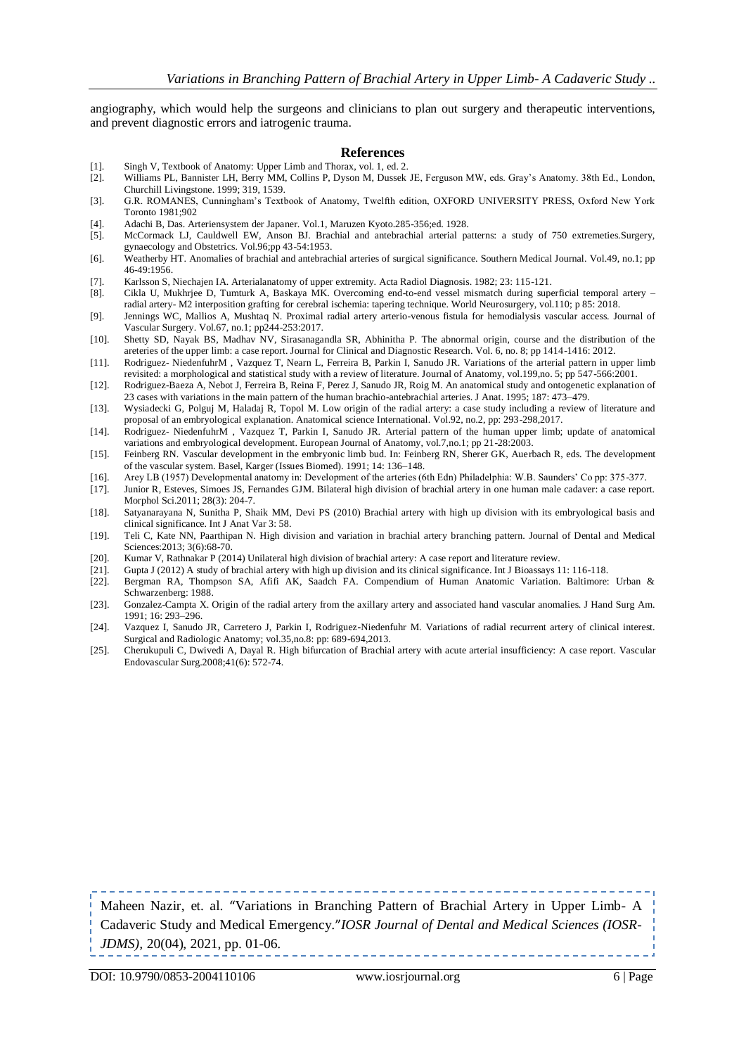angiography, which would help the surgeons and clinicians to plan out surgery and therapeutic interventions, and prevent diagnostic errors and iatrogenic trauma.

## References

[1]. Singh V, Textbook of Anatomy: Upper Limb and Thorax, vol. 1, ed. 2.
[2]. Williams PL, Bannister LH, Berry MM, Collins P, Dyson M, Dussek JE, Ferguson MW, eds. Gray's Anatomy. 38th Ed., London, Churchill Livingstone. 1999; 319, 1539.
[3]. G.R. ROMANES, Cunningham's Textbook of Anatomy, Twelfth edition, OXFORD UNIVERSITY PRESS, Oxford New York Toronto 1981;902
[4]. Adachi B, Das. Arteriensystem der Japaner. Vol.1, Maruzen Kyoto.285-356;ed. 1928.
[5]. McCormack LJ, Cauldwell EW, Anson BJ. Brachial and antebrachial arterial patterns: a study of 750 extremeties.Surgery, gynaecology and Obstetrics. Vol.96;pp 43-54:1953.
[6]. Weatherby HT. Anomalies of brachial and antebrachial arteries of surgical significance. Southern Medical Journal. Vol.49, no.1; pp 46-49:1956.
[7]. Karlsson S, Niechajen IA. Arterialanatomy of upper extremity. Acta Radiol Diagnosis. 1982; 23: 115-121.
[8]. Cikla U, Mukhrjee D, Tumturk A, Baskaya MK. Overcoming end-to-end vessel mismatch during superficial temporal artery – radial artery- M2 interposition grafting for cerebral ischemia: tapering technique. World Neurosurgery, vol.110; p 85: 2018.
[9]. Jennings WC, Mallios A, Mushtaq N. Proximal radial artery arterio-venous fistula for hemodialysis vascular access. Journal of Vascular Surgery. Vol.67, no.1; pp244-253:2017.
[10]. Shetty SD, Nayak BS, Madhav NV, Sirasanagandla SR, Abhinitha P. The abnormal origin, course and the distribution of the areteries of the upper limb: a case report. Journal for Clinical and Diagnostic Research. Vol. 6, no. 8; pp 1414-1416: 2012.
[11]. Rodriguez- NiedenfuhrM , Vazquez T, Nearn L, Ferreira B, Parkin I, Sanudo JR. Variations of the arterial pattern in upper limb revisited: a morphological and statistical study with a review of literature. Journal of Anatomy, vol.199,no. 5; pp 547-566:2001.
[12]. Rodriguez-Baeza A, Nebot J, Ferreira B, Reina F, Perez J, Sanudo JR, Roig M. An anatomical study and ontogenetic explanation of 23 cases with variations in the main pattern of the human brachio-antebrachial arteries. J Anat. 1995; 187: 473–479.
[13]. Wysiadecki G, Polguj M, Haladaj R, Topol M. Low origin of the radial artery: a case study including a review of literature and proposal of an embryological explanation. Anatomical science International. Vol.92, no.2, pp: 293-298,2017.
[14]. Rodriguez- NiedenfuhrM , Vazquez T, Parkin I, Sanudo JR. Arterial pattern of the human upper limb; update of anatomical variations and embryological development. European Journal of Anatomy, vol.7,no.1; pp 21-28:2003.
[15]. Feinberg RN. Vascular development in the embryonic limb bud. In: Feinberg RN, Sherer GK, Auerbach R, eds. The development of the vascular system. Basel, Karger (Issues Biomed). 1991; 14: 136–148.
[16]. Arey LB (1957) Developmental anatomy in: Development of the arteries (6th Edn) Philadelphia: W.B. Saunders' Co pp: 375-377.
[17]. Junior R, Esteves, Simoes JS, Fernandes GJM. Bilateral high division of brachial artery in one human male cadaver: a case report. Morphol Sci.2011; 28(3): 204-7.
[18]. Satyanarayana N, Sunitha P, Shaik MM, Devi PS (2010) Brachial artery with high up division with its embryological basis and clinical significance. Int J Anat Var 3: 58.
[19]. Teli C, Kate NN, Paarthipan N. High division and variation in brachial artery branching pattern. Journal of Dental and Medical Sciences:2013; 3(6):68-70.
[20]. Kumar V, Rathnakar P (2014) Unilateral high division of brachial artery: A case report and literature review.
[21]. Gupta J (2012) A study of brachial artery with high up division and its clinical significance. Int J Bioassays 11: 116-118.
[22]. Bergman RA, Thompson SA, Afifi AK, Saadch FA. Compendium of Human Anatomic Variation. Baltimore: Urban & Schwarzenberg: 1988.
[23]. Gonzalez-Campta X. Origin of the radial artery from the axillary artery and associated hand vascular anomalies. J Hand Surg Am. 1991; 16: 293–296.
[24]. Vazquez I, Sanudo JR, Carretero J, Parkin I, Rodriguez-Niedenfuhr M. Variations of radial recurrent artery of clinical interest. Surgical and Radiologic Anatomy; vol.35,no.8: pp: 689-694,2013.
[25]. Cherukupuli C, Dwivedi A, Dayal R. High bifurcation of Brachial artery with acute arterial insufficiency: A case report. Vascular Endovascular Surg.2008;41(6): 572-74.

Maheen Nazir, et. al. "Variations in Branching Pattern of Brachial Artery in Upper Limb- A Cadaveric Study and Medical Emergency."*IOSR Journal of Dental and Medical Sciences (IOSR-JDMS)*, 20(04), 2021, pp. 01-06.